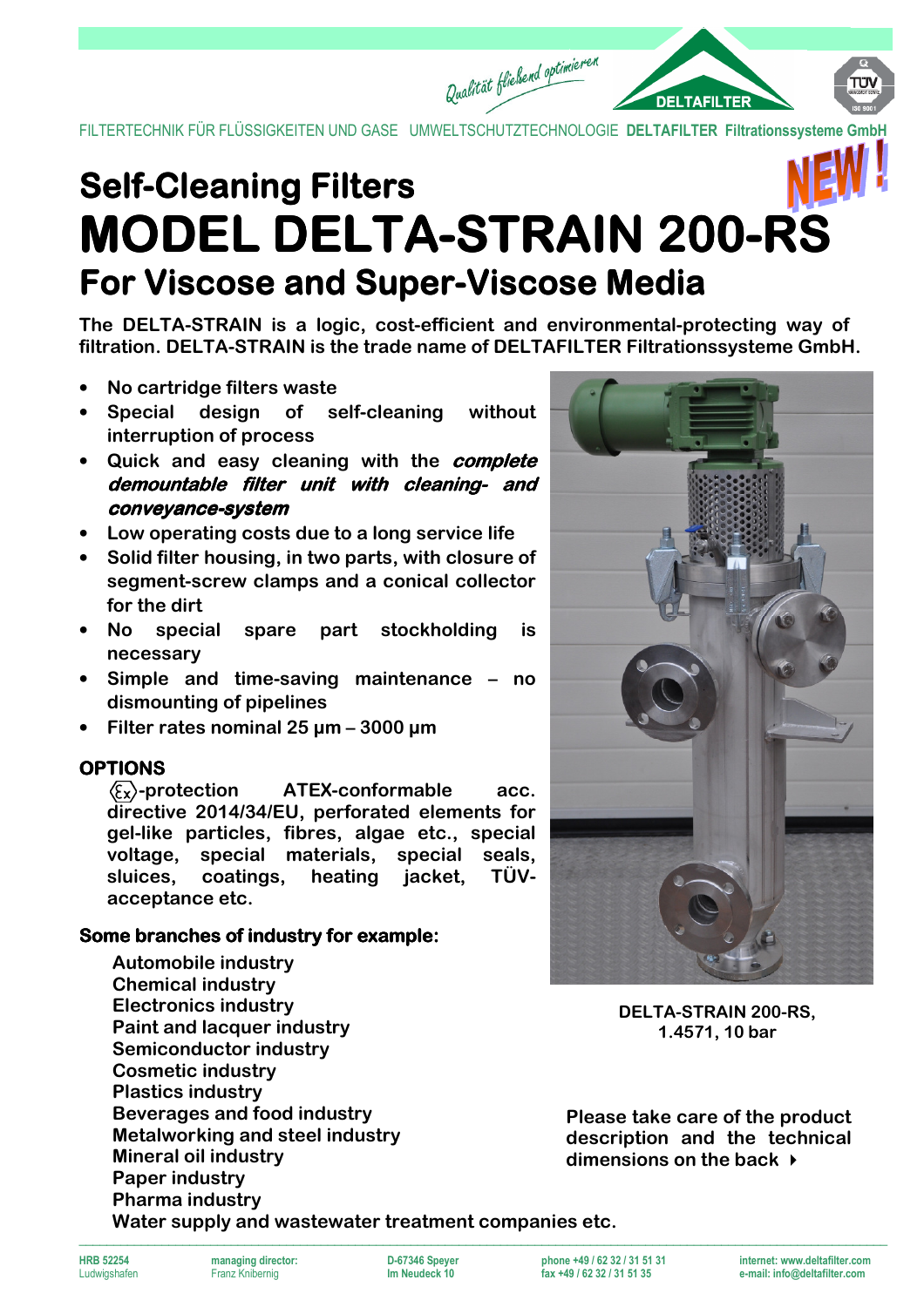FILTERTECHNIK FÜR FLÜSSIGKEITEN UND GASE UMWELTSCHUTZTECHNOLOGIE **DELTAFILTER Filtrationssysteme GmbH**

NEW !

# Self-Cleaning Filters

# MODEL DELTA-STRAIN 200-RS

## For Viscose and Super-Viscose Media

**The DELTA-STRAIN is a logic, cost-efficient and environmental-protecting way of filtration. DELTA-STRAIN is the trade name of DELTAFILTER Filtrationssysteme GmbH.**

- **No cartridge filters waste**
- **Special design of self-cleaning without interruption of process**
- **Quick and easy cleaning with the *complete demountable filter unit with cleaning- and conveyance-system***
- **Low operating costs due to a long service life**
- **Solid filter housing, in two parts, with closure of segment-screw clamps and a conical collector for the dirt**
- **No special spare part stockholding is necessary**
- **Simple and time-saving maintenance – no dismounting of pipelines**
- **Filter rates nominal 25 µm – 3000 µm**

### OPTIONS

**Ex-protection ATEX-conformable acc. directive 2014/34/EU, perforated elements for gel-like particles, fibres, algae etc., special voltage, special materials, special seals, sluices, coatings, heating jacket, TÜV-acceptance etc.**

### Some branches of industry for example:

**Automobile industry**
**Chemical industry**
**Electronics industry**
**Paint and lacquer industry**
**Semiconductor industry**
**Cosmetic industry**
**Plastics industry**
**Beverages and food industry**
**Metalworking and steel industry**
**Mineral oil industry**
**Paper industry**
**Pharma industry**
**Water supply and wastewater treatment companies etc.**

**DELTA-STRAIN 200-RS, 1.4571, 10 bar**

**Please take care of the product description and the technical dimensions on the back ▸**

HRB 52254 Ludwigshafen | managing director: Franz Knibernig | D-67346 Speyer Im Neudeck 10 | phone +49 / 62 32 / 31 51 31 fax +49 / 62 32 / 31 51 35 | internet: www.deltafilter.com e-mail: info@deltafilter.com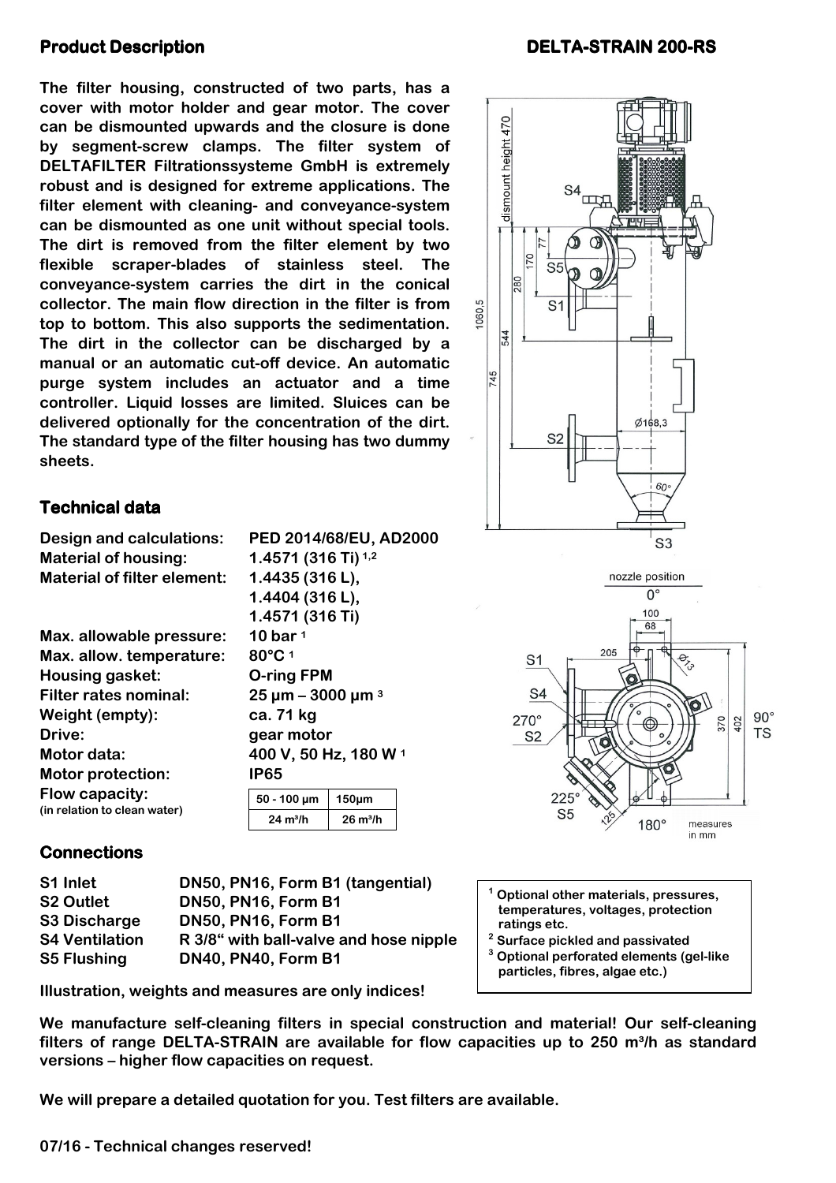## Product Description

**DELTA-STRAIN 200-RS**

**The filter housing, constructed of two parts, has a cover with motor holder and gear motor. The cover can be dismounted upwards and the closure is done by segment-screw clamps. The filter system of DELTAFILTER Filtrationssysteme GmbH is extremely robust and is designed for extreme applications. The filter element with cleaning- and conveyance-system can be dismounted as one unit without special tools. The dirt is removed from the filter element by two flexible scraper-blades of stainless steel. The conveyance-system carries the dirt in the conical collector. The main flow direction in the filter is from top to bottom. This also supports the sedimentation. The dirt in the collector can be discharged by a manual or an automatic cut-off device. An automatic purge system includes an actuator and a time controller. Liquid losses are limited. Sluices can be delivered optionally for the concentration of the dirt. The standard type of the filter housing has two dummy sheets.**

dismount height 470

S4

77

170

S5

280

S1

1060,5

544

745

Ø168,3

S2

60°

S3

nozzle position

0°

100

68

205

Ø13

S1

S4

270°

S2

90°

TS

370

402

225°

S5

125

180°

measures in mm

## Technical data

| | |
|---|---|
| **Design and calculations:** | **PED 2014/68/EU, AD2000** |
| **Material of housing:** | **1.4571 (316 Ti) [1,2]** |
| **Material of filter element:** | **1.4435 (316 L), 1.4404 (316 L), 1.4571 (316 Ti)** |
| **Max. allowable pressure:** | **10 bar [1]** |
| **Max. allow. temperature:** | **80°C [1]** |
| **Housing gasket:** | **O-ring FPM** |
| **Filter rates nominal:** | **25 µm – 3000 µm [3]** |
| **Weight (empty):** | **ca. 71 kg** |
| **Drive:** | **gear motor** |
| **Motor data:** | **400 V, 50 Hz, 180 W [1]** |
| **Motor protection:** | **IP65** |

**Flow capacity:**
**(in relation to clean water)**

| 50 - 100 µm | 150µm |
|---|---|
| 24 m³/h | 26 m³/h |

## Connections

| | |
|---|---|
| **S1 Inlet** | **DN50, PN16, Form B1 (tangential)** |
| **S2 Outlet** | **DN50, PN16, Form B1** |
| **S3 Discharge** | **DN50, PN16, Form B1** |
| **S4 Ventilation** | **R 3/8" with ball-valve and hose nipple** |
| **S5 Flushing** | **DN40, PN40, Form B1** |

**Illustration, weights and measures are only indices!**

**[1] Optional other materials, pressures, temperatures, voltages, protection ratings etc.**
**[2] Surface pickled and passivated**
**[3] Optional perforated elements (gel-like particles, fibres, algae etc.)**

**We manufacture self-cleaning filters in special construction and material! Our self-cleaning filters of range DELTA-STRAIN are available for flow capacities up to 250 m³/h as standard versions – higher flow capacities on request.**

**We will prepare a detailed quotation for you. Test filters are available.**

**07/16 - Technical changes reserved!**